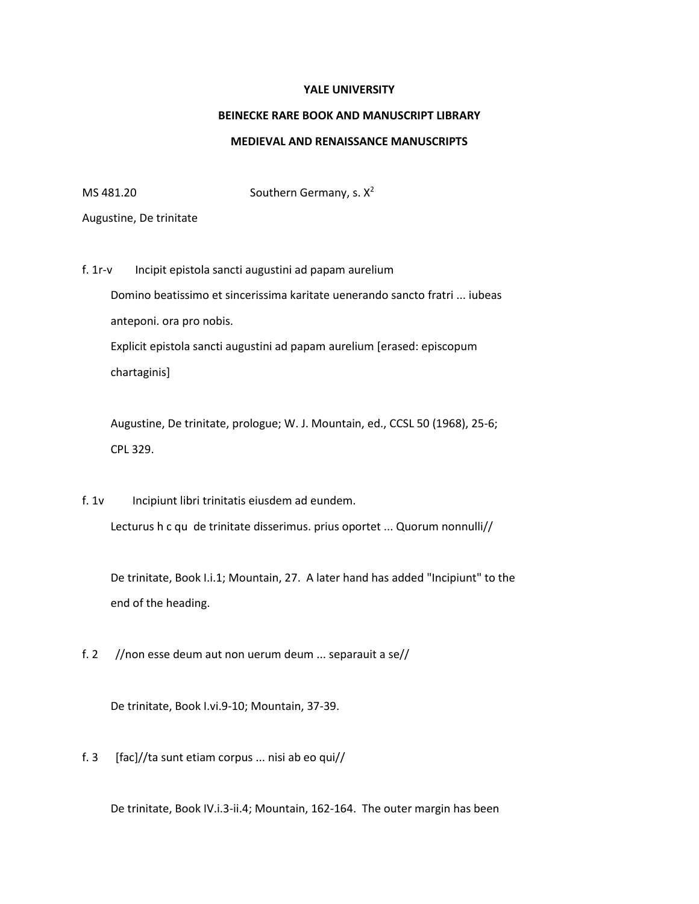**YALE UNIVERSITY**

**BEINECKE RARE BOOK AND MANUSCRIPT LIBRARY**

**MEDIEVAL AND RENAISSANCE MANUSCRIPTS**

MS 481.20 Southern Germany, s. $X^2$

Augustine, De trinitate

f. 1r-v Incipit epistola sancti augustini ad papam aurelium

Domino beatissimo et sincerissima karitate uenerando sancto fratri ... iubeas anteponi. ora pro nobis.

Explicit epistola sancti augustini ad papam aurelium [erased: episcopum chartaginis]

Augustine, De trinitate, prologue; W. J. Mountain, ed., CCSL 50 (1968), 25-6; CPL 329.

f. 1v Incipiunt libri trinitatis eiusdem ad eundem.

Lecturus h c qu de trinitate disserimus. prius oportet ... Quorum nonnulli//

De trinitate, Book I.i.1; Mountain, 27. A later hand has added "Incipiunt" to the end of the heading.

f. 2 //non esse deum aut non uerum deum ... separauit a se//

De trinitate, Book I.vi.9-10; Mountain, 37-39.

f. 3 [fac]//ta sunt etiam corpus ... nisi ab eo qui//

De trinitate, Book IV.i.3-ii.4; Mountain, 162-164. The outer margin has been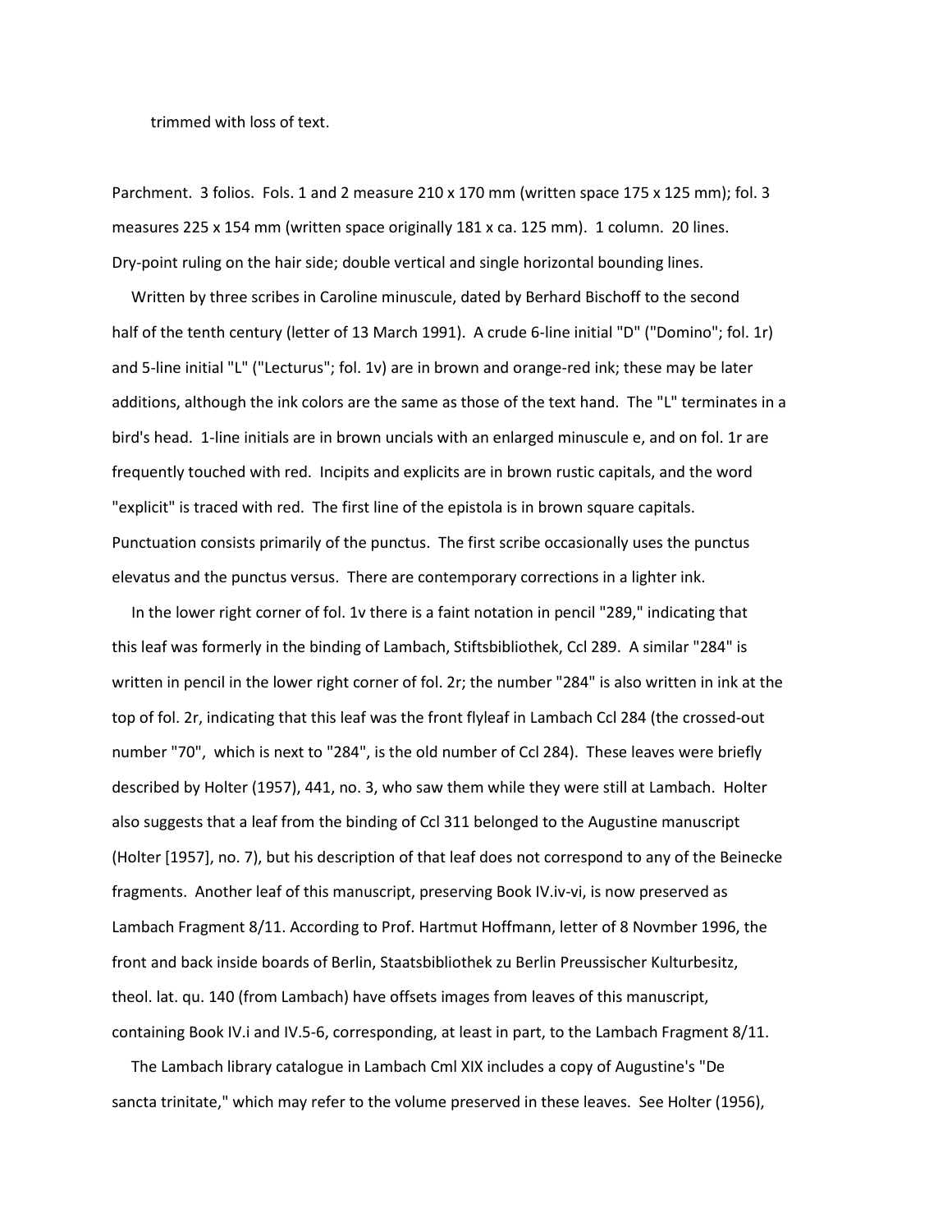trimmed with loss of text.

Parchment. 3 folios. Fols. 1 and 2 measure 210 x 170 mm (written space 175 x 125 mm); fol. 3 measures 225 x 154 mm (written space originally 181 x ca. 125 mm). 1 column. 20 lines. Dry-point ruling on the hair side; double vertical and single horizontal bounding lines.

Written by three scribes in Caroline minuscule, dated by Berhard Bischoff to the second half of the tenth century (letter of 13 March 1991). A crude 6-line initial "D" ("Domino"; fol. 1r) and 5-line initial "L" ("Lecturus"; fol. 1v) are in brown and orange-red ink; these may be later additions, although the ink colors are the same as those of the text hand. The "L" terminates in a bird's head. 1-line initials are in brown uncials with an enlarged minuscule e, and on fol. 1r are frequently touched with red. Incipits and explicits are in brown rustic capitals, and the word "explicit" is traced with red. The first line of the epistola is in brown square capitals. Punctuation consists primarily of the punctus. The first scribe occasionally uses the punctus elevatus and the punctus versus. There are contemporary corrections in a lighter ink.

In the lower right corner of fol. 1v there is a faint notation in pencil "289," indicating that this leaf was formerly in the binding of Lambach, Stiftsbibliothek, Ccl 289. A similar "284" is written in pencil in the lower right corner of fol. 2r; the number "284" is also written in ink at the top of fol. 2r, indicating that this leaf was the front flyleaf in Lambach Ccl 284 (the crossed-out number "70", which is next to "284", is the old number of Ccl 284). These leaves were briefly described by Holter (1957), 441, no. 3, who saw them while they were still at Lambach. Holter also suggests that a leaf from the binding of Ccl 311 belonged to the Augustine manuscript (Holter [1957], no. 7), but his description of that leaf does not correspond to any of the Beinecke fragments. Another leaf of this manuscript, preserving Book IV.iv-vi, is now preserved as Lambach Fragment 8/11. According to Prof. Hartmut Hoffmann, letter of 8 Novmber 1996, the front and back inside boards of Berlin, Staatsbibliothek zu Berlin Preussischer Kulturbesitz, theol. lat. qu. 140 (from Lambach) have offsets images from leaves of this manuscript, containing Book IV.i and IV.5-6, corresponding, at least in part, to the Lambach Fragment 8/11.

The Lambach library catalogue in Lambach Cml XIX includes a copy of Augustine's "De sancta trinitate," which may refer to the volume preserved in these leaves. See Holter (1956),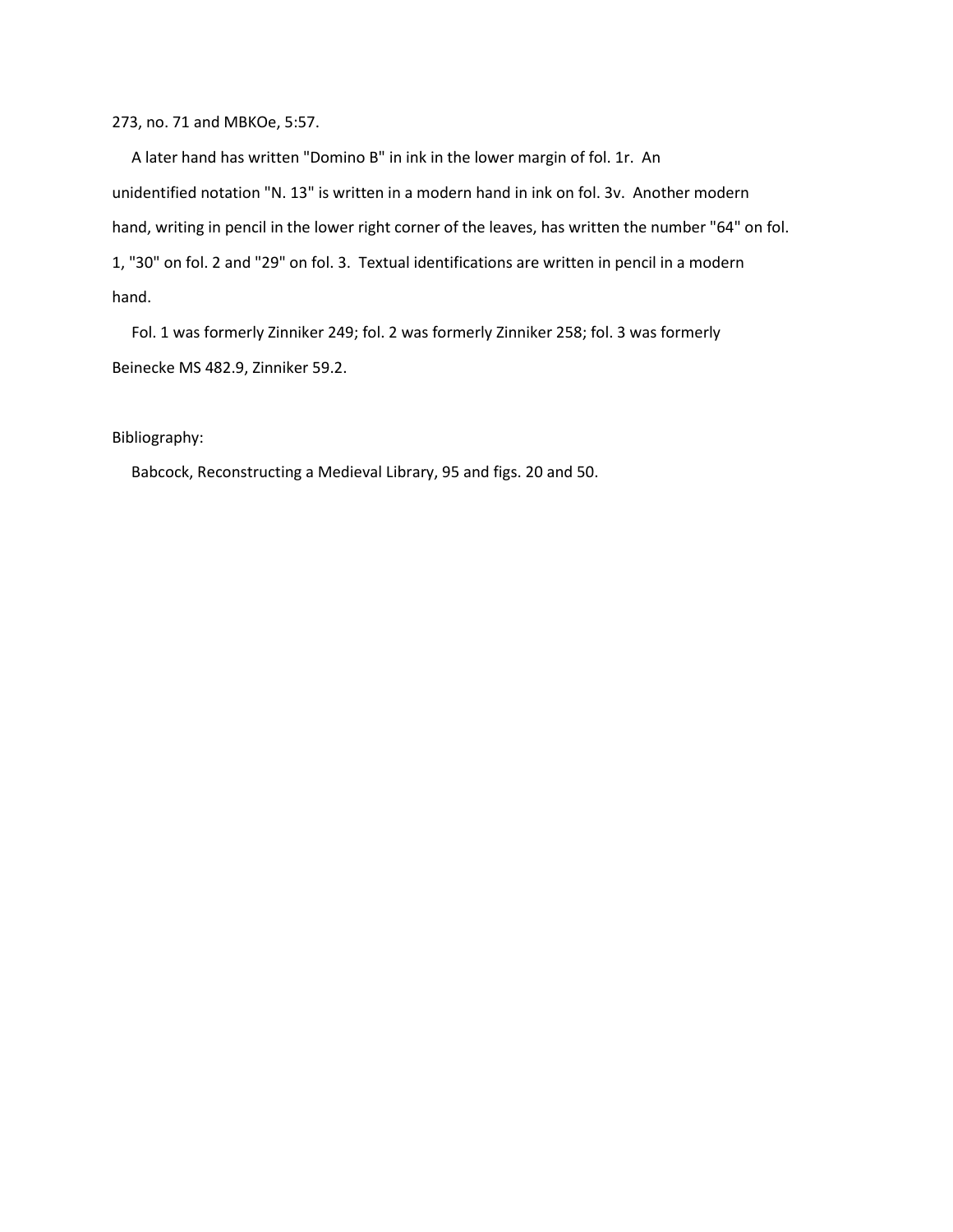273, no. 71 and MBKOe, 5:57.

A later hand has written "Domino B" in ink in the lower margin of fol. 1r. An unidentified notation "N. 13" is written in a modern hand in ink on fol. 3v. Another modern hand, writing in pencil in the lower right corner of the leaves, has written the number "64" on fol. 1, "30" on fol. 2 and "29" on fol. 3. Textual identifications are written in pencil in a modern hand.

Fol. 1 was formerly Zinniker 249; fol. 2 was formerly Zinniker 258; fol. 3 was formerly Beinecke MS 482.9, Zinniker 59.2.

Bibliography:

Babcock, Reconstructing a Medieval Library, 95 and figs. 20 and 50.